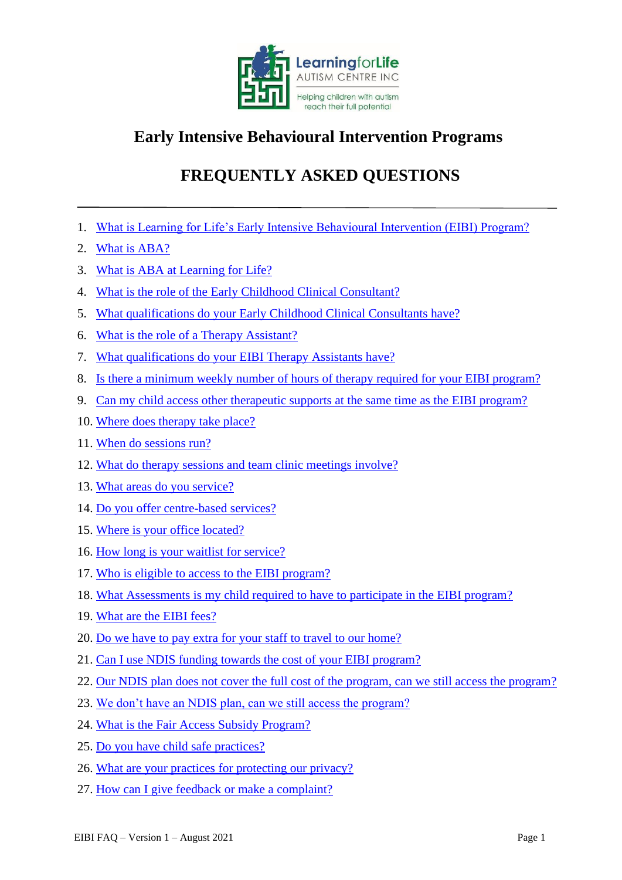LearningforLife
AUTISM CENTRE INC
Helping children with autism reach their full potential

# Early Intensive Behavioural Intervention Programs

## FREQUENTLY ASKED QUESTIONS

---

1. What is Learning for Life's Early Intensive Behavioural Intervention (EIBI) Program?
2. What is ABA?
3. What is ABA at Learning for Life?
4. What is the role of the Early Childhood Clinical Consultant?
5. What qualifications do your Early Childhood Clinical Consultants have?
6. What is the role of a Therapy Assistant?
7. What qualifications do your EIBI Therapy Assistants have?
8. Is there a minimum weekly number of hours of therapy required for your EIBI program?
9. Can my child access other therapeutic supports at the same time as the EIBI program?
10. Where does therapy take place?
11. When do sessions run?
12. What do therapy sessions and team clinic meetings involve?
13. What areas do you service?
14. Do you offer centre-based services?
15. Where is your office located?
16. How long is your waitlist for service?
17. Who is eligible to access to the EIBI program?
18. What Assessments is my child required to have to participate in the EIBI program?
19. What are the EIBI fees?
20. Do we have to pay extra for your staff to travel to our home?
21. Can I use NDIS funding towards the cost of your EIBI program?
22. Our NDIS plan does not cover the full cost of the program, can we still access the program?
23. We don't have an NDIS plan, can we still access the program?
24. What is the Fair Access Subsidy Program?
25. Do you have child safe practices?
26. What are your practices for protecting our privacy?
27. How can I give feedback or make a complaint?

EIBI FAQ – Version 1 – August 2021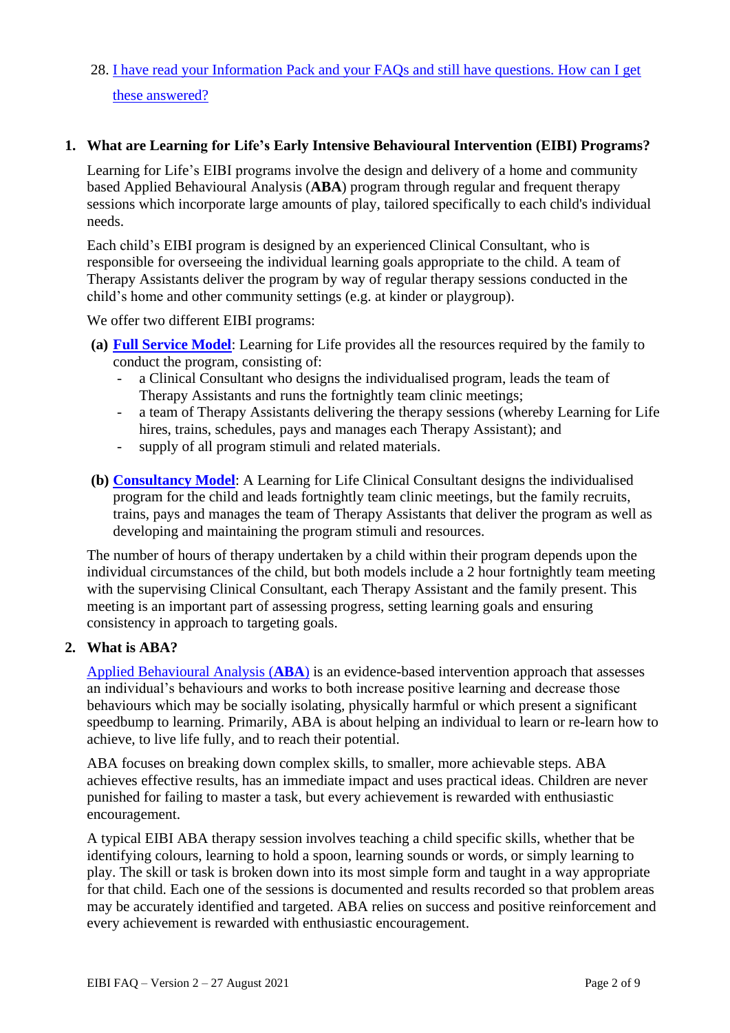28. [I have read your Information Pack and your FAQs and still have questions. How can I get these answered?]()

## 1. What are Learning for Life's Early Intensive Behavioural Intervention (EIBI) Programs?

Learning for Life's EIBI programs involve the design and delivery of a home and community based Applied Behavioural Analysis (**ABA**) program through regular and frequent therapy sessions which incorporate large amounts of play, tailored specifically to each child's individual needs.

Each child's EIBI program is designed by an experienced Clinical Consultant, who is responsible for overseeing the individual learning goals appropriate to the child. A team of Therapy Assistants deliver the program by way of regular therapy sessions conducted in the child's home and other community settings (e.g. at kinder or playgroup).

We offer two different EIBI programs:

**(a)** **[Full Service Model]()**: Learning for Life provides all the resources required by the family to conduct the program, consisting of:

- a Clinical Consultant who designs the individualised program, leads the team of Therapy Assistants and runs the fortnightly team clinic meetings;
- a team of Therapy Assistants delivering the therapy sessions (whereby Learning for Life hires, trains, schedules, pays and manages each Therapy Assistant); and
- supply of all program stimuli and related materials.

**(b)** **[Consultancy Model]()**: A Learning for Life Clinical Consultant designs the individualised program for the child and leads fortnightly team clinic meetings, but the family recruits, trains, pays and manages the team of Therapy Assistants that deliver the program as well as developing and maintaining the program stimuli and resources.

The number of hours of therapy undertaken by a child within their program depends upon the individual circumstances of the child, but both models include a 2 hour fortnightly team meeting with the supervising Clinical Consultant, each Therapy Assistant and the family present. This meeting is an important part of assessing progress, setting learning goals and ensuring consistency in approach to targeting goals.

## 2. What is ABA?

[Applied Behavioural Analysis (**ABA**)]() is an evidence-based intervention approach that assesses an individual's behaviours and works to both increase positive learning and decrease those behaviours which may be socially isolating, physically harmful or which present a significant speedbump to learning. Primarily, ABA is about helping an individual to learn or re-learn how to achieve, to live life fully, and to reach their potential.

ABA focuses on breaking down complex skills, to smaller, more achievable steps. ABA achieves effective results, has an immediate impact and uses practical ideas. Children are never punished for failing to master a task, but every achievement is rewarded with enthusiastic encouragement.

A typical EIBI ABA therapy session involves teaching a child specific skills, whether that be identifying colours, learning to hold a spoon, learning sounds or words, or simply learning to play. The skill or task is broken down into its most simple form and taught in a way appropriate for that child. Each one of the sessions is documented and results recorded so that problem areas may be accurately identified and targeted. ABA relies on success and positive reinforcement and every achievement is rewarded with enthusiastic encouragement.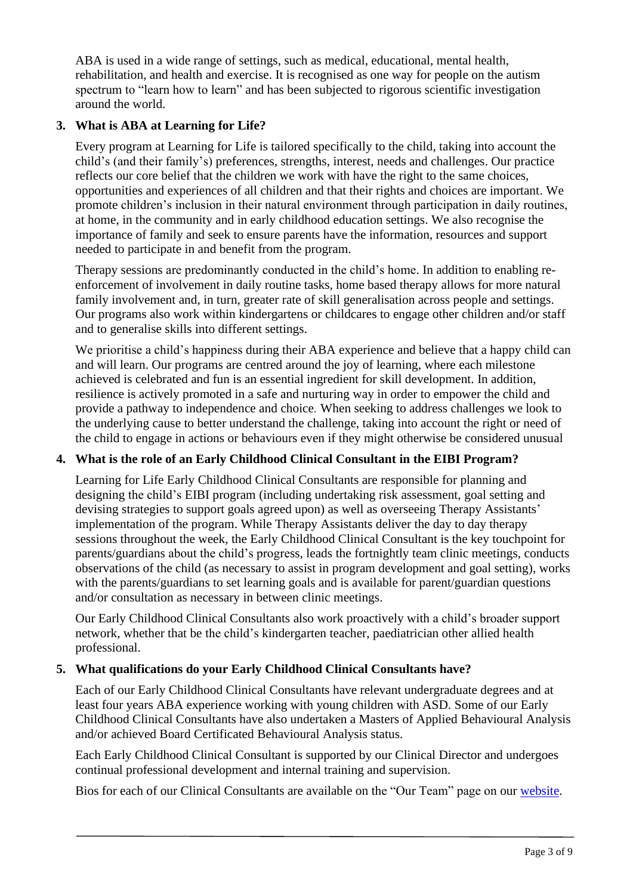ABA is used in a wide range of settings, such as medical, educational, mental health, rehabilitation, and health and exercise. It is recognised as one way for people on the autism spectrum to "learn how to learn" and has been subjected to rigorous scientific investigation around the world.

## 3. What is ABA at Learning for Life?

Every program at Learning for Life is tailored specifically to the child, taking into account the child's (and their family's) preferences, strengths, interest, needs and challenges. Our practice reflects our core belief that the children we work with have the right to the same choices, opportunities and experiences of all children and that their rights and choices are important. We promote children's inclusion in their natural environment through participation in daily routines, at home, in the community and in early childhood education settings. We also recognise the importance of family and seek to ensure parents have the information, resources and support needed to participate in and benefit from the program.

Therapy sessions are predominantly conducted in the child's home. In addition to enabling re-enforcement of involvement in daily routine tasks, home based therapy allows for more natural family involvement and, in turn, greater rate of skill generalisation across people and settings. Our programs also work within kindergartens or childcares to engage other children and/or staff and to generalise skills into different settings.

We prioritise a child's happiness during their ABA experience and believe that a happy child can and will learn. Our programs are centred around the joy of learning, where each milestone achieved is celebrated and fun is an essential ingredient for skill development. In addition, resilience is actively promoted in a safe and nurturing way in order to empower the child and provide a pathway to independence and choice. When seeking to address challenges we look to the underlying cause to better understand the challenge, taking into account the right or need of the child to engage in actions or behaviours even if they might otherwise be considered unusual

## 4. What is the role of an Early Childhood Clinical Consultant in the EIBI Program?

Learning for Life Early Childhood Clinical Consultants are responsible for planning and designing the child's EIBI program (including undertaking risk assessment, goal setting and devising strategies to support goals agreed upon) as well as overseeing Therapy Assistants' implementation of the program. While Therapy Assistants deliver the day to day therapy sessions throughout the week, the Early Childhood Clinical Consultant is the key touchpoint for parents/guardians about the child's progress, leads the fortnightly team clinic meetings, conducts observations of the child (as necessary to assist in program development and goal setting), works with the parents/guardians to set learning goals and is available for parent/guardian questions and/or consultation as necessary in between clinic meetings.

Our Early Childhood Clinical Consultants also work proactively with a child's broader support network, whether that be the child's kindergarten teacher, paediatrician other allied health professional.

## 5. What qualifications do your Early Childhood Clinical Consultants have?

Each of our Early Childhood Clinical Consultants have relevant undergraduate degrees and at least four years ABA experience working with young children with ASD. Some of our Early Childhood Clinical Consultants have also undertaken a Masters of Applied Behavioural Analysis and/or achieved Board Certificated Behavioural Analysis status.

Each Early Childhood Clinical Consultant is supported by our Clinical Director and undergoes continual professional development and internal training and supervision.

Bios for each of our Clinical Consultants are available on the "Our Team" page on our website.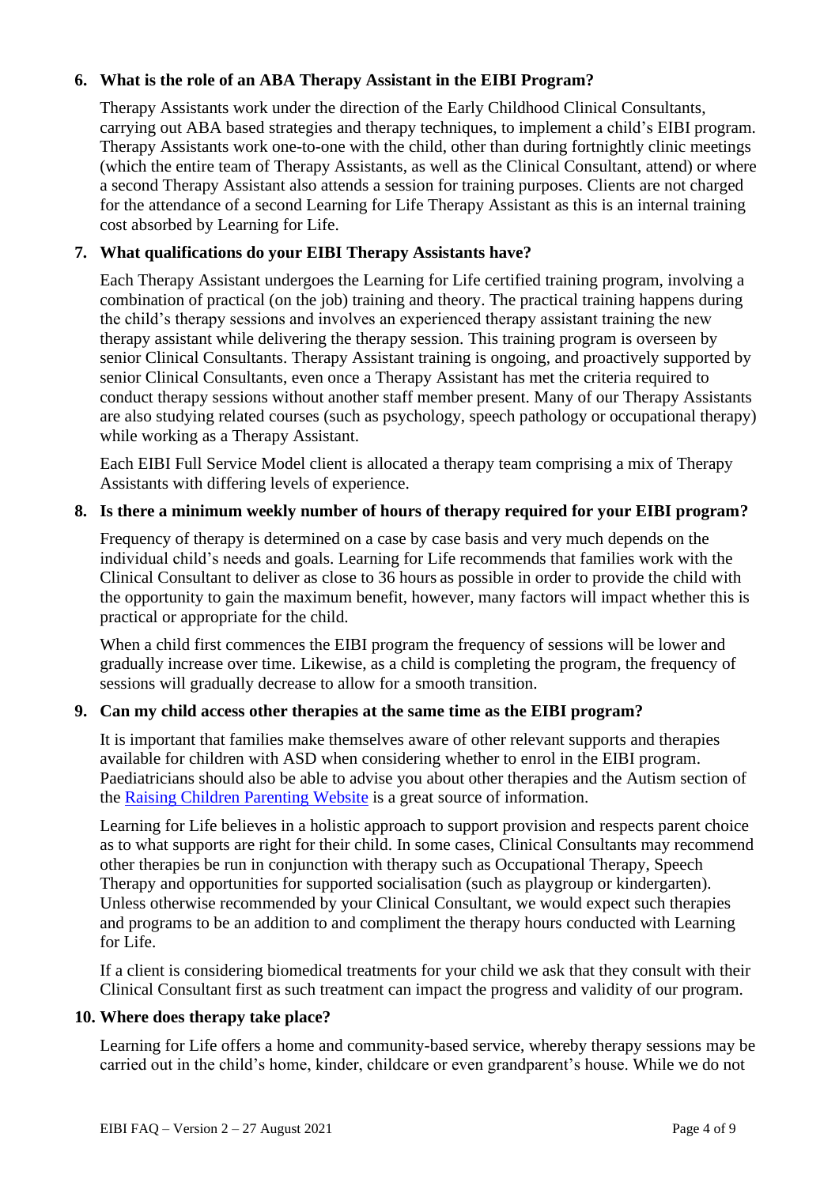## 6. What is the role of an ABA Therapy Assistant in the EIBI Program?

Therapy Assistants work under the direction of the Early Childhood Clinical Consultants, carrying out ABA based strategies and therapy techniques, to implement a child's EIBI program. Therapy Assistants work one-to-one with the child, other than during fortnightly clinic meetings (which the entire team of Therapy Assistants, as well as the Clinical Consultant, attend) or where a second Therapy Assistant also attends a session for training purposes. Clients are not charged for the attendance of a second Learning for Life Therapy Assistant as this is an internal training cost absorbed by Learning for Life.

## 7. What qualifications do your EIBI Therapy Assistants have?

Each Therapy Assistant undergoes the Learning for Life certified training program, involving a combination of practical (on the job) training and theory. The practical training happens during the child's therapy sessions and involves an experienced therapy assistant training the new therapy assistant while delivering the therapy session. This training program is overseen by senior Clinical Consultants. Therapy Assistant training is ongoing, and proactively supported by senior Clinical Consultants, even once a Therapy Assistant has met the criteria required to conduct therapy sessions without another staff member present. Many of our Therapy Assistants are also studying related courses (such as psychology, speech pathology or occupational therapy) while working as a Therapy Assistant.

Each EIBI Full Service Model client is allocated a therapy team comprising a mix of Therapy Assistants with differing levels of experience.

## 8. Is there a minimum weekly number of hours of therapy required for your EIBI program?

Frequency of therapy is determined on a case by case basis and very much depends on the individual child's needs and goals. Learning for Life recommends that families work with the Clinical Consultant to deliver as close to 36 hours as possible in order to provide the child with the opportunity to gain the maximum benefit, however, many factors will impact whether this is practical or appropriate for the child.

When a child first commences the EIBI program the frequency of sessions will be lower and gradually increase over time. Likewise, as a child is completing the program, the frequency of sessions will gradually decrease to allow for a smooth transition.

## 9. Can my child access other therapies at the same time as the EIBI program?

It is important that families make themselves aware of other relevant supports and therapies available for children with ASD when considering whether to enrol in the EIBI program. Paediatricians should also be able to advise you about other therapies and the Autism section of the [Raising Children Parenting Website](#) is a great source of information.

Learning for Life believes in a holistic approach to support provision and respects parent choice as to what supports are right for their child. In some cases, Clinical Consultants may recommend other therapies be run in conjunction with therapy such as Occupational Therapy, Speech Therapy and opportunities for supported socialisation (such as playgroup or kindergarten). Unless otherwise recommended by your Clinical Consultant, we would expect such therapies and programs to be an addition to and compliment the therapy hours conducted with Learning for Life.

If a client is considering biomedical treatments for your child we ask that they consult with their Clinical Consultant first as such treatment can impact the progress and validity of our program.

## 10. Where does therapy take place?

Learning for Life offers a home and community-based service, whereby therapy sessions may be carried out in the child's home, kinder, childcare or even grandparent's house. While we do not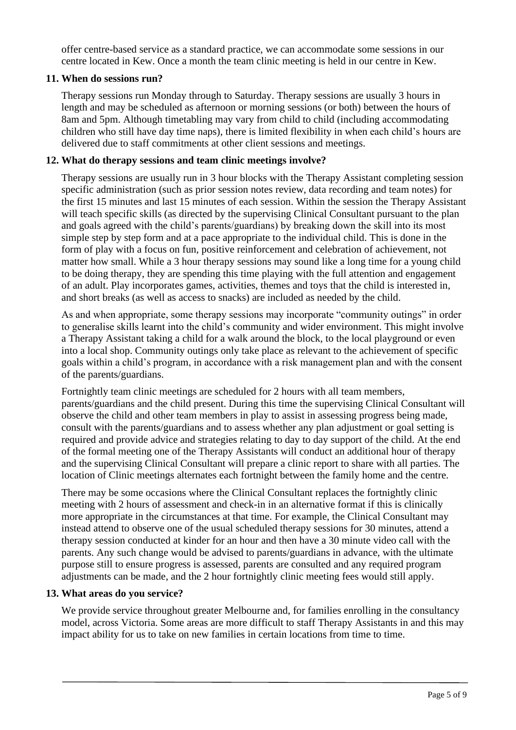offer centre-based service as a standard practice, we can accommodate some sessions in our centre located in Kew. Once a month the team clinic meeting is held in our centre in Kew.

**11. When do sessions run?**

Therapy sessions run Monday through to Saturday. Therapy sessions are usually 3 hours in length and may be scheduled as afternoon or morning sessions (or both) between the hours of 8am and 5pm. Although timetabling may vary from child to child (including accommodating children who still have day time naps), there is limited flexibility in when each child's hours are delivered due to staff commitments at other client sessions and meetings.

**12. What do therapy sessions and team clinic meetings involve?**

Therapy sessions are usually run in 3 hour blocks with the Therapy Assistant completing session specific administration (such as prior session notes review, data recording and team notes) for the first 15 minutes and last 15 minutes of each session. Within the session the Therapy Assistant will teach specific skills (as directed by the supervising Clinical Consultant pursuant to the plan and goals agreed with the child's parents/guardians) by breaking down the skill into its most simple step by step form and at a pace appropriate to the individual child. This is done in the form of play with a focus on fun, positive reinforcement and celebration of achievement, not matter how small. While a 3 hour therapy sessions may sound like a long time for a young child to be doing therapy, they are spending this time playing with the full attention and engagement of an adult. Play incorporates games, activities, themes and toys that the child is interested in, and short breaks (as well as access to snacks) are included as needed by the child.

As and when appropriate, some therapy sessions may incorporate "community outings" in order to generalise skills learnt into the child's community and wider environment. This might involve a Therapy Assistant taking a child for a walk around the block, to the local playground or even into a local shop. Community outings only take place as relevant to the achievement of specific goals within a child's program, in accordance with a risk management plan and with the consent of the parents/guardians.

Fortnightly team clinic meetings are scheduled for 2 hours with all team members, parents/guardians and the child present. During this time the supervising Clinical Consultant will observe the child and other team members in play to assist in assessing progress being made, consult with the parents/guardians and to assess whether any plan adjustment or goal setting is required and provide advice and strategies relating to day to day support of the child. At the end of the formal meeting one of the Therapy Assistants will conduct an additional hour of therapy and the supervising Clinical Consultant will prepare a clinic report to share with all parties. The location of Clinic meetings alternates each fortnight between the family home and the centre.

There may be some occasions where the Clinical Consultant replaces the fortnightly clinic meeting with 2 hours of assessment and check-in in an alternative format if this is clinically more appropriate in the circumstances at that time. For example, the Clinical Consultant may instead attend to observe one of the usual scheduled therapy sessions for 30 minutes, attend a therapy session conducted at kinder for an hour and then have a 30 minute video call with the parents. Any such change would be advised to parents/guardians in advance, with the ultimate purpose still to ensure progress is assessed, parents are consulted and any required program adjustments can be made, and the 2 hour fortnightly clinic meeting fees would still apply.

**13. What areas do you service?**

We provide service throughout greater Melbourne and, for families enrolling in the consultancy model, across Victoria. Some areas are more difficult to staff Therapy Assistants in and this may impact ability for us to take on new families in certain locations from time to time.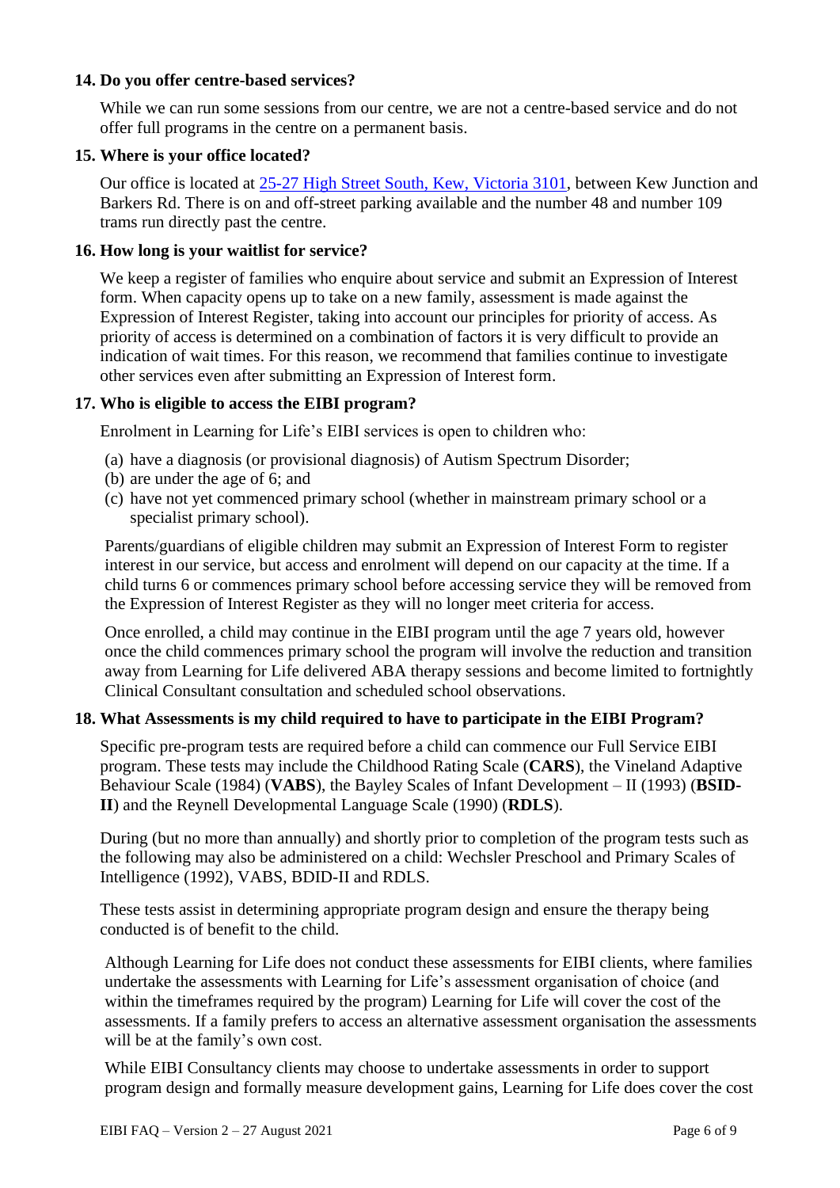### 14. Do you offer centre-based services?

While we can run some sessions from our centre, we are not a centre-based service and do not offer full programs in the centre on a permanent basis.

### 15. Where is your office located?

Our office is located at [25-27 High Street South, Kew, Victoria 3101](), between Kew Junction and Barkers Rd. There is on and off-street parking available and the number 48 and number 109 trams run directly past the centre.

### 16. How long is your waitlist for service?

We keep a register of families who enquire about service and submit an Expression of Interest form. When capacity opens up to take on a new family, assessment is made against the Expression of Interest Register, taking into account our principles for priority of access. As priority of access is determined on a combination of factors it is very difficult to provide an indication of wait times. For this reason, we recommend that families continue to investigate other services even after submitting an Expression of Interest form.

### 17. Who is eligible to access the EIBI program?

Enrolment in Learning for Life's EIBI services is open to children who:

(a) have a diagnosis (or provisional diagnosis) of Autism Spectrum Disorder;
(b) are under the age of 6; and
(c) have not yet commenced primary school (whether in mainstream primary school or a specialist primary school).

Parents/guardians of eligible children may submit an Expression of Interest Form to register interest in our service, but access and enrolment will depend on our capacity at the time. If a child turns 6 or commences primary school before accessing service they will be removed from the Expression of Interest Register as they will no longer meet criteria for access.

Once enrolled, a child may continue in the EIBI program until the age 7 years old, however once the child commences primary school the program will involve the reduction and transition away from Learning for Life delivered ABA therapy sessions and become limited to fortnightly Clinical Consultant consultation and scheduled school observations.

### 18. What Assessments is my child required to have to participate in the EIBI Program?

Specific pre-program tests are required before a child can commence our Full Service EIBI program. These tests may include the Childhood Rating Scale (**CARS**), the Vineland Adaptive Behaviour Scale (1984) (**VABS**), the Bayley Scales of Infant Development – II (1993) (**BSID-II**) and the Reynell Developmental Language Scale (1990) (**RDLS**).

During (but no more than annually) and shortly prior to completion of the program tests such as the following may also be administered on a child: Wechsler Preschool and Primary Scales of Intelligence (1992), VABS, BDID-II and RDLS.

These tests assist in determining appropriate program design and ensure the therapy being conducted is of benefit to the child.

Although Learning for Life does not conduct these assessments for EIBI clients, where families undertake the assessments with Learning for Life's assessment organisation of choice (and within the timeframes required by the program) Learning for Life will cover the cost of the assessments. If a family prefers to access an alternative assessment organisation the assessments will be at the family's own cost.

While EIBI Consultancy clients may choose to undertake assessments in order to support program design and formally measure development gains, Learning for Life does cover the cost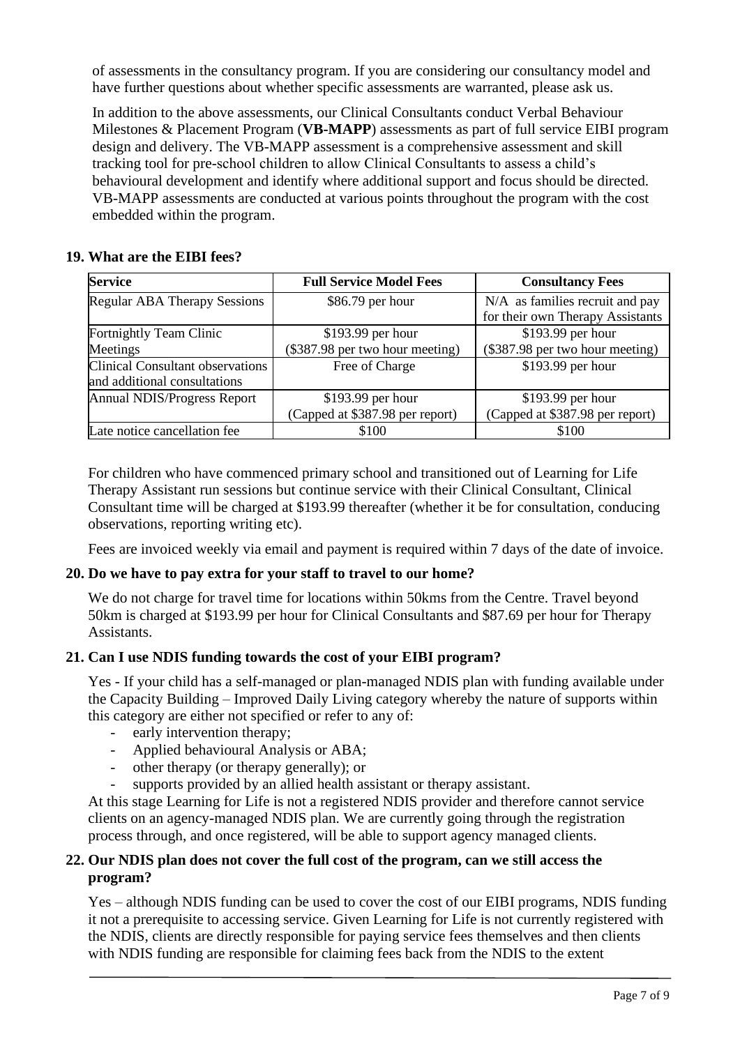of assessments in the consultancy program. If you are considering our consultancy model and have further questions about whether specific assessments are warranted, please ask us.

In addition to the above assessments, our Clinical Consultants conduct Verbal Behaviour Milestones & Placement Program (**VB-MAPP**) assessments as part of full service EIBI program design and delivery. The VB-MAPP assessment is a comprehensive assessment and skill tracking tool for pre-school children to allow Clinical Consultants to assess a child's behavioural development and identify where additional support and focus should be directed. VB-MAPP assessments are conducted at various points throughout the program with the cost embedded within the program.

### 19. What are the EIBI fees?

| Service | Full Service Model Fees | Consultancy Fees |
|---|---|---|
| Regular ABA Therapy Sessions | $86.79 per hour | N/A as families recruit and pay for their own Therapy Assistants |
| Fortnightly Team Clinic Meetings | $193.99 per hour ($387.98 per two hour meeting) | $193.99 per hour ($387.98 per two hour meeting) |
| Clinical Consultant observations and additional consultations | Free of Charge | $193.99 per hour |
| Annual NDIS/Progress Report | $193.99 per hour (Capped at $387.98 per report) | $193.99 per hour (Capped at $387.98 per report) |
| Late notice cancellation fee | $100 | $100 |

For children who have commenced primary school and transitioned out of Learning for Life Therapy Assistant run sessions but continue service with their Clinical Consultant, Clinical Consultant time will be charged at $193.99 thereafter (whether it be for consultation, conducing observations, reporting writing etc).

Fees are invoiced weekly via email and payment is required within 7 days of the date of invoice.

### 20. Do we have to pay extra for your staff to travel to our home?

We do not charge for travel time for locations within 50kms from the Centre. Travel beyond 50km is charged at $193.99 per hour for Clinical Consultants and $87.69 per hour for Therapy Assistants.

### 21. Can I use NDIS funding towards the cost of your EIBI program?

Yes - If your child has a self-managed or plan-managed NDIS plan with funding available under the Capacity Building – Improved Daily Living category whereby the nature of supports within this category are either not specified or refer to any of:

- early intervention therapy;
- Applied behavioural Analysis or ABA;
- other therapy (or therapy generally); or
- supports provided by an allied health assistant or therapy assistant.

At this stage Learning for Life is not a registered NDIS provider and therefore cannot service clients on an agency-managed NDIS plan. We are currently going through the registration process through, and once registered, will be able to support agency managed clients.

### 22. Our NDIS plan does not cover the full cost of the program, can we still access the program?

Yes – although NDIS funding can be used to cover the cost of our EIBI programs, NDIS funding it not a prerequisite to accessing service. Given Learning for Life is not currently registered with the NDIS, clients are directly responsible for paying service fees themselves and then clients with NDIS funding are responsible for claiming fees back from the NDIS to the extent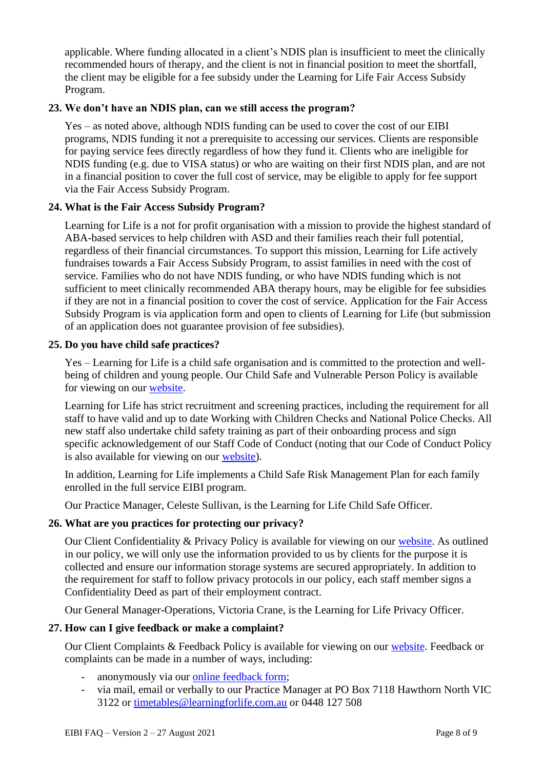applicable. Where funding allocated in a client's NDIS plan is insufficient to meet the clinically recommended hours of therapy, and the client is not in financial position to meet the shortfall, the client may be eligible for a fee subsidy under the Learning for Life Fair Access Subsidy Program.

**23. We don't have an NDIS plan, can we still access the program?**

Yes – as noted above, although NDIS funding can be used to cover the cost of our EIBI programs, NDIS funding it not a prerequisite to accessing our services. Clients are responsible for paying service fees directly regardless of how they fund it. Clients who are ineligible for NDIS funding (e.g. due to VISA status) or who are waiting on their first NDIS plan, and are not in a financial position to cover the full cost of service, may be eligible to apply for fee support via the Fair Access Subsidy Program.

**24. What is the Fair Access Subsidy Program?**

Learning for Life is a not for profit organisation with a mission to provide the highest standard of ABA-based services to help children with ASD and their families reach their full potential, regardless of their financial circumstances. To support this mission, Learning for Life actively fundraises towards a Fair Access Subsidy Program, to assist families in need with the cost of service. Families who do not have NDIS funding, or who have NDIS funding which is not sufficient to meet clinically recommended ABA therapy hours, may be eligible for fee subsidies if they are not in a financial position to cover the cost of service. Application for the Fair Access Subsidy Program is via application form and open to clients of Learning for Life (but submission of an application does not guarantee provision of fee subsidies).

**25. Do you have child safe practices?**

Yes – Learning for Life is a child safe organisation and is committed to the protection and well-being of children and young people. Our Child Safe and Vulnerable Person Policy is available for viewing on our website.

Learning for Life has strict recruitment and screening practices, including the requirement for all staff to have valid and up to date Working with Children Checks and National Police Checks. All new staff also undertake child safety training as part of their onboarding process and sign specific acknowledgement of our Staff Code of Conduct (noting that our Code of Conduct Policy is also available for viewing on our website).

In addition, Learning for Life implements a Child Safe Risk Management Plan for each family enrolled in the full service EIBI program.

Our Practice Manager, Celeste Sullivan, is the Learning for Life Child Safe Officer.

**26. What are you practices for protecting our privacy?**

Our Client Confidentiality & Privacy Policy is available for viewing on our website. As outlined in our policy, we will only use the information provided to us by clients for the purpose it is collected and ensure our information storage systems are secured appropriately. In addition to the requirement for staff to follow privacy protocols in our policy, each staff member signs a Confidentiality Deed as part of their employment contract.

Our General Manager-Operations, Victoria Crane, is the Learning for Life Privacy Officer.

**27. How can I give feedback or make a complaint?**

Our Client Complaints & Feedback Policy is available for viewing on our website. Feedback or complaints can be made in a number of ways, including:

- anonymously via our online feedback form;
- via mail, email or verbally to our Practice Manager at PO Box 7118 Hawthorn North VIC 3122 or timetables@learningforlife.com.au or 0448 127 508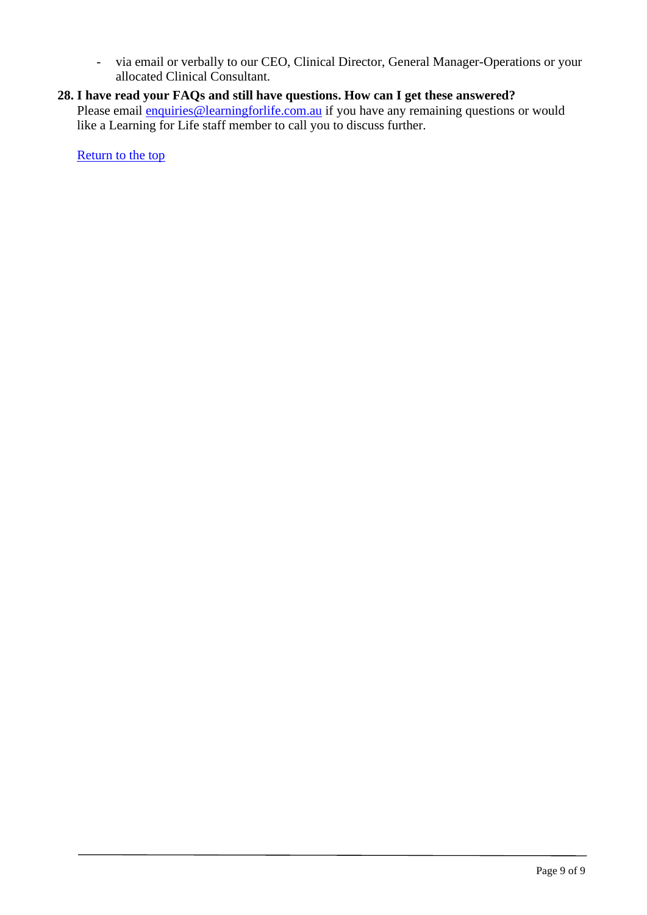- via email or verbally to our CEO, Clinical Director, General Manager-Operations or your allocated Clinical Consultant.

**28. I have read your FAQs and still have questions. How can I get these answered?**

Please email [enquiries@learningforlife.com.au](mailto:enquiries@learningforlife.com.au) if you have any remaining questions or would like a Learning for Life staff member to call you to discuss further.

Return to the top